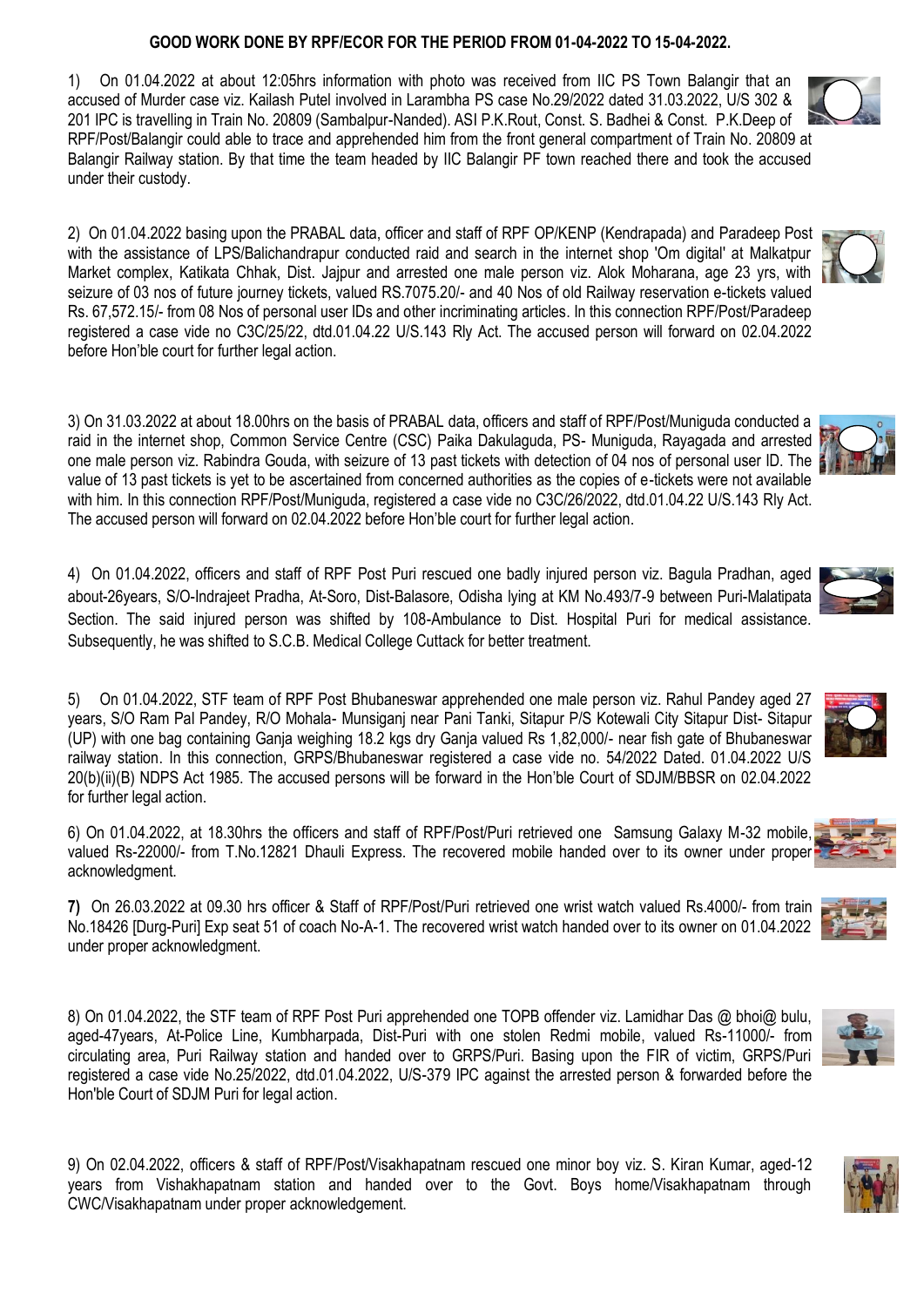**GOOD WORK DONE BY RPF/ECOR FOR THE PERIOD FROM 01-04-2022 TO 15-04-2022.**

1) On 01.04.2022 at about 12:05hrs information with photo was received from IIC PS Town Balangir that an accused of Murder case viz. Kailash Putel involved in Larambha PS case No.29/2022 dated 31.03.2022, U/S 302 & 201 IPC is travelling in Train No. 20809 (Sambalpur-Nanded). ASI P.K.Rout, Const. S. Badhei & Const. P.K.Deep of RPF/Post/Balangir could able to trace and apprehended him from the front general compartment of Train No. 20809 at Balangir Railway station. By that time the team headed by IIC Balangir PF town reached there and took the accused under their custody.

2) On 01.04.2022 basing upon the PRABAL data, officer and staff of RPF OP/KENP (Kendrapada) and Paradeep Post with the assistance of LPS/Balichandrapur conducted raid and search in the internet shop 'Om digital' at Malkatpur Market complex, Katikata Chhak, Dist. Jajpur and arrested one male person viz. Alok Moharana, age 23 yrs, with seizure of 03 nos of future journey tickets, valued RS.7075.20/- and 40 Nos of old Railway reservation e-tickets valued Rs. 67,572.15/- from 08 Nos of personal user IDs and other incriminating articles. In this connection RPF/Post/Paradeep registered a case vide no C3C/25/22, dtd.01.04.22 U/S.143 Rly Act. The accused person will forward on 02.04.2022 before Hon'ble court for further legal action.

3) On 31.03.2022 at about 18.00hrs on the basis of PRABAL data, officers and staff of RPF/Post/Muniguda conducted a raid in the internet shop, Common Service Centre (CSC) Paika Dakulaguda, PS- Muniguda, Rayagada and arrested one male person viz. Rabindra Gouda, with seizure of 13 past tickets with detection of 04 nos of personal user ID. The value of 13 past tickets is yet to be ascertained from concerned authorities as the copies of e-tickets were not available with him. In this connection RPF/Post/Muniguda, registered a case vide no C3C/26/2022, dtd.01.04.22 U/S.143 Rly Act. The accused person will forward on 02.04.2022 before Hon'ble court for further legal action.

4) On 01.04.2022, officers and staff of RPF Post Puri rescued one badly injured person viz. Bagula Pradhan, aged about-26years, S/O-Indrajeet Pradha, At-Soro, Dist-Balasore, Odisha lying at KM No.493/7-9 between Puri-Malatipata Section. The said injured person was shifted by 108-Ambulance to Dist. Hospital Puri for medical assistance. Subsequently, he was shifted to S.C.B. Medical College Cuttack for better treatment.

5) On 01.04.2022, STF team of RPF Post Bhubaneswar apprehended one male person viz. Rahul Pandey aged 27 years, S/O Ram Pal Pandey, R/O Mohala- Munsiganj near Pani Tanki, Sitapur P/S Kotewali City Sitapur Dist- Sitapur (UP) with one bag containing Ganja weighing 18.2 kgs dry Ganja valued Rs 1,82,000/- near fish gate of Bhubaneswar railway station. In this connection, GRPS/Bhubaneswar registered a case vide no. 54/2022 Dated. 01.04.2022 U/S 20(b)(ii)(B) NDPS Act 1985. The accused persons will be forward in the Hon'ble Court of SDJM/BBSR on 02.04.2022 for further legal action.

6) On 01.04.2022, at 18.30hrs the officers and staff of RPF/Post/Puri retrieved one Samsung Galaxy M-32 mobile, valued Rs-22000/- from T.No.12821 Dhauli Express. The recovered mobile handed over to its owner under proper acknowledgment.

**7)** On 26.03.2022 at 09.30 hrs officer & Staff of RPF/Post/Puri retrieved one wrist watch valued Rs.4000/- from train No.18426 [Durg-Puri] Exp seat 51 of coach No-A-1. The recovered wrist watch handed over to its owner on 01.04.2022 under proper acknowledgment.

8) On 01.04.2022, the STF team of RPF Post Puri apprehended one TOPB offender viz. Lamidhar Das @ bhoi@ bulu, aged-47years, At-Police Line, Kumbharpada, Dist-Puri with one stolen Redmi mobile, valued Rs-11000/- from circulating area, Puri Railway station and handed over to GRPS/Puri. Basing upon the FIR of victim, GRPS/Puri registered a case vide No.25/2022, dtd.01.04.2022, U/S-379 IPC against the arrested person & forwarded before the Hon'ble Court of SDJM Puri for legal action.

9) On 02.04.2022, officers & staff of RPF/Post/Visakhapatnam rescued one minor boy viz. S. Kiran Kumar, aged-12 years from Vishakhapatnam station and handed over to the Govt. Boys home/Visakhapatnam through CWC/Visakhapatnam under proper acknowledgement.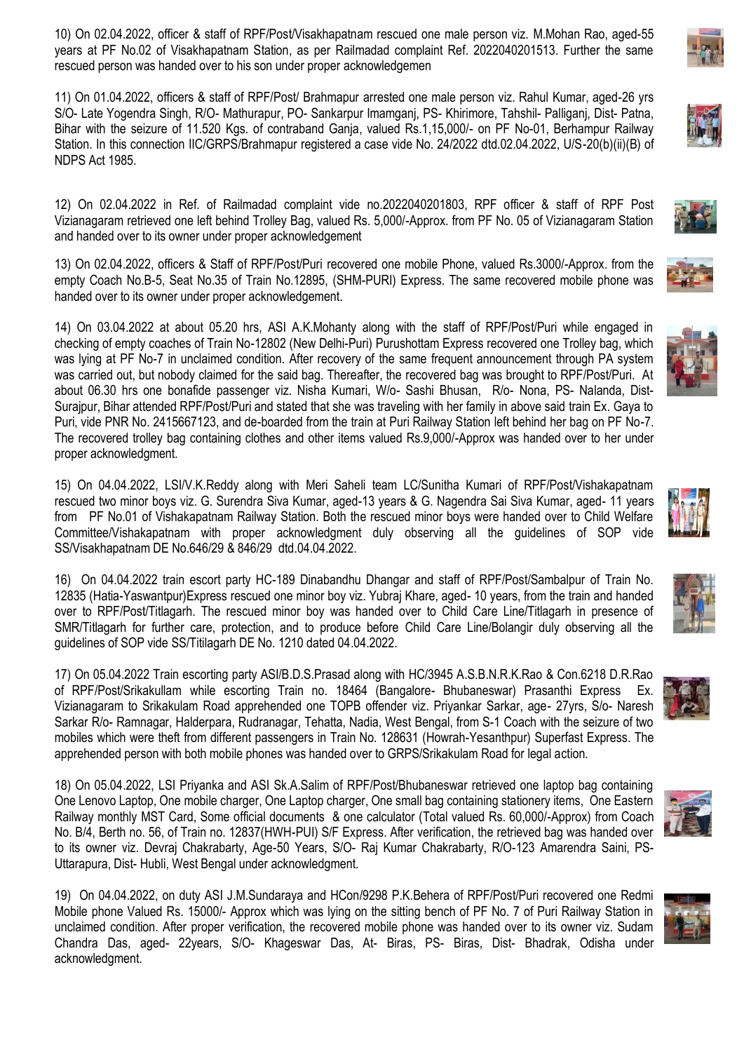10) On 02.04.2022, officer & staff of RPF/Post/Visakhapatnam rescued one male person viz. M.Mohan Rao, aged-55 years at PF No.02 of Visakhapatnam Station, as per Railmadad complaint Ref. 2022040201513. Further the same rescued person was handed over to his son under proper acknowledgemen

11) On 01.04.2022, officers & staff of RPF/Post/ Brahmapur arrested one male person viz. Rahul Kumar, aged-26 yrs S/O- Late Yogendra Singh, R/O- Mathurapur, PO- Sankarpur Imamganj, PS- Khirimore, Tahshil- Palliganj, Dist- Patna, Bihar with the seizure of 11.520 Kgs. of contraband Ganja, valued Rs.1,15,000/- on PF No-01, Berhampur Railway Station. In this connection IIC/GRPS/Brahmapur registered a case vide No. 24/2022 dtd.02.04.2022, U/S-20(b)(ii)(B) of NDPS Act 1985.

12) On 02.04.2022 in Ref. of Railmadad complaint vide no.2022040201803, RPF officer & staff of RPF Post Vizianagaram retrieved one left behind Trolley Bag, valued Rs. 5,000/-Approx. from PF No. 05 of Vizianagaram Station and handed over to its owner under proper acknowledgement

13) On 02.04.2022, officers & Staff of RPF/Post/Puri recovered one mobile Phone, valued Rs.3000/-Approx. from the empty Coach No.B-5, Seat No.35 of Train No.12895, (SHM-PURI) Express. The same recovered mobile phone was handed over to its owner under proper acknowledgement.

14) On 03.04.2022 at about 05.20 hrs, ASI A.K.Mohanty along with the staff of RPF/Post/Puri while engaged in checking of empty coaches of Train No-12802 (New Delhi-Puri) Purushottam Express recovered one Trolley bag, which was lying at PF No-7 in unclaimed condition. After recovery of the same frequent announcement through PA system was carried out, but nobody claimed for the said bag. Thereafter, the recovered bag was brought to RPF/Post/Puri. At about 06.30 hrs one bonafide passenger viz. Nisha Kumari, W/o- Sashi Bhusan, R/o- Nona, PS- Nalanda, Dist- Surajpur, Bihar attended RPF/Post/Puri and stated that she was traveling with her family in above said train Ex. Gaya to Puri, vide PNR No. 2415667123, and de-boarded from the train at Puri Railway Station left behind her bag on PF No-7. The recovered trolley bag containing clothes and other items valued Rs.9,000/-Approx was handed over to her under proper acknowledgment.

15) On 04.04.2022, LSI/V.K.Reddy along with Meri Saheli team LC/Sunitha Kumari of RPF/Post/Vishakapatnam rescued two minor boys viz. G. Surendra Siva Kumar, aged-13 years & G. Nagendra Sai Siva Kumar, aged- 11 years from PF No.01 of Vishakapatnam Railway Station. Both the rescued minor boys were handed over to Child Welfare Committee/Vishakapatnam with proper acknowledgment duly observing all the guidelines of SOP vide SS/Visakhapatnam DE No.646/29 & 846/29 dtd.04.04.2022.

16) On 04.04.2022 train escort party HC-189 Dinabandhu Dhangar and staff of RPF/Post/Sambalpur of Train No. 12835 (Hatia-Yaswantpur)Express rescued one minor boy viz. Yubraj Khare, aged- 10 years, from the train and handed over to RPF/Post/Titlagarh. The rescued minor boy was handed over to Child Care Line/Titlagarh in presence of SMR/Titlagarh for further care, protection, and to produce before Child Care Line/Bolangir duly observing all the guidelines of SOP vide SS/Titilagarh DE No. 1210 dated 04.04.2022.

17) On 05.04.2022 Train escorting party ASI/B.D.S.Prasad along with HC/3945 A.S.B.N.R.K.Rao & Con.6218 D.R.Rao of RPF/Post/Srikakullam while escorting Train no. 18464 (Bangalore- Bhubaneswar) Prasanthi Express Ex. Vizianagaram to Srikakulam Road apprehended one TOPB offender viz. Priyankar Sarkar, age- 27yrs, S/o- Naresh Sarkar R/o- Ramnagar, Halderpara, Rudranagar, Tehatta, Nadia, West Bengal, from S-1 Coach with the seizure of two mobiles which were theft from different passengers in Train No. 128631 (Howrah-Yesanthpur) Superfast Express. The apprehended person with both mobile phones was handed over to GRPS/Srikakulam Road for legal action.

18) On 05.04.2022, LSI Priyanka and ASI Sk.A.Salim of RPF/Post/Bhubaneswar retrieved one laptop bag containing One Lenovo Laptop, One mobile charger, One Laptop charger, One small bag containing stationery items, One Eastern Railway monthly MST Card, Some official documents & one calculator (Total valued Rs. 60,000/-Approx) from Coach No. B/4, Berth no. 56, of Train no. 12837(HWH-PUI) S/F Express. After verification, the retrieved bag was handed over to its owner viz. Devraj Chakrabarty, Age-50 Years, S/O- Raj Kumar Chakrabarty, R/O-123 Amarendra Saini, PS- Uttarapura, Dist- Hubli, West Bengal under acknowledgment.

19) On 04.04.2022, on duty ASI J.M.Sundaraya and HCon/9298 P.K.Behera of RPF/Post/Puri recovered one Redmi Mobile phone Valued Rs. 15000/- Approx which was lying on the sitting bench of PF No. 7 of Puri Railway Station in unclaimed condition. After proper verification, the recovered mobile phone was handed over to its owner viz. Sudam Chandra Das, aged- 22years, S/O- Khageswar Das, At- Biras, PS- Biras, Dist- Bhadrak, Odisha under acknowledgment.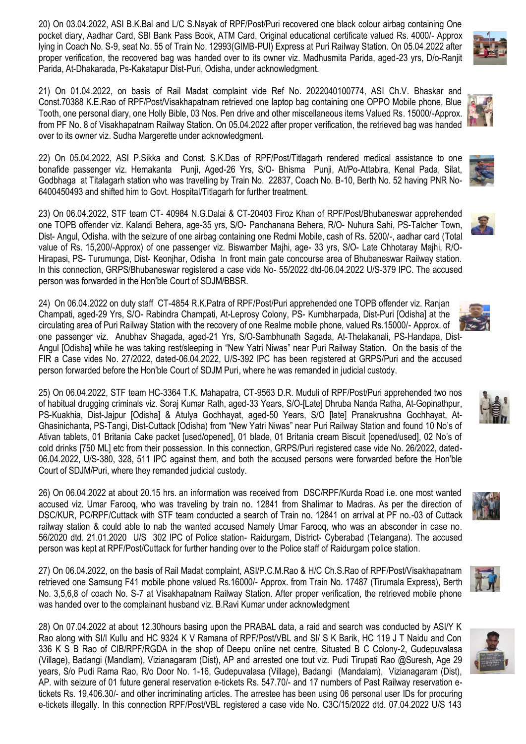20) On 03.04.2022, ASI B.K.Bal and L/C S.Nayak of RPF/Post/Puri recovered one black colour airbag containing One pocket diary, Aadhar Card, SBI Bank Pass Book, ATM Card, Original educational certificate valued Rs. 4000/- Approx lying in Coach No. S-9, seat No. 55 of Train No. 12993(GIMB-PUI) Express at Puri Railway Station. On 05.04.2022 after proper verification, the recovered bag was handed over to its owner viz. Madhusmita Parida, aged-23 yrs, D/o-Ranjit Parida, At-Dhakarada, Ps-Kakatapur Dist-Puri, Odisha, under acknowledgment.

21) On 01.04.2022, on basis of Rail Madat complaint vide Ref No. 2022040100774, ASI Ch.V. Bhaskar and Const.70388 K.E.Rao of RPF/Post/Visakhapatnam retrieved one laptop bag containing one OPPO Mobile phone, Blue Tooth, one personal diary, one Holly Bible, 03 Nos. Pen drive and other miscellaneous items Valued Rs. 15000/-Approx. from PF No. 8 of Visakhapatnam Railway Station. On 05.04.2022 after proper verification, the retrieved bag was handed over to its owner viz. Sudha Margerette under acknowledgment.

22) On 05.04.2022, ASI P.Sikka and Const. S.K.Das of RPF/Post/Titlagarh rendered medical assistance to one bonafide passenger viz. Hemakanta Punji, Aged-26 Yrs, S/O- Bhisma Punji, At/Po-Attabira, Kenal Pada, Silat, Godbhaga at Titalagarh station who was travelling by Train No. 22837, Coach No. B-10, Berth No. 52 having PNR No-6400450493 and shifted him to Govt. Hospital/Titlagarh for further treatment.

23) On 06.04.2022, STF team CT- 40984 N.G.Dalai & CT-20403 Firoz Khan of RPF/Post/Bhubaneswar apprehended one TOPB offender viz. Kalandi Behera, age-35 yrs, S/O- Panchanana Behera, R/O- Nuhura Sahi, PS-Talcher Town, Dist- Angul, Odisha. with the seizure of one airbag containing one Redmi Mobile, cash of Rs. 5200/-, aadhar card (Total value of Rs. 15,200/-Approx) of one passenger viz. Biswamber Majhi, age- 33 yrs, S/O- Late Chhotaray Majhi, R/O-Hirapasi, PS- Turumunga, Dist- Keonjhar, Odisha In front main gate concourse area of Bhubaneswar Railway station. In this connection, GRPS/Bhubaneswar registered a case vide No- 55/2022 dtd-06.04.2022 U/S-379 IPC. The accused person was forwarded in the Hon'ble Court of SDJM/BBSR.

24) On 06.04.2022 on duty staff CT-4854 R.K.Patra of RPF/Post/Puri apprehended one TOPB offender viz. Ranjan Champati, aged-29 Yrs, S/O- Rabindra Champati, At-Leprosy Colony, PS- Kumbharpada, Dist-Puri [Odisha] at the circulating area of Puri Railway Station with the recovery of one Realme mobile phone, valued Rs.15000/- Approx. of one passenger viz. Anubhav Shagada, aged-21 Yrs, S/O-Sambhunath Sagada, At-Thelakanali, PS-Handapa, Dist-Angul [Odisha] while he was taking rest/sleeping in "New Yatri Niwas" near Puri Railway Station. On the basis of the FIR a Case vides No. 27/2022, dated-06.04.2022, U/S-392 IPC has been registered at GRPS/Puri and the accused person forwarded before the Hon'ble Court of SDJM Puri, where he was remanded in judicial custody.

25) On 06.04.2022, STF team HC-3364 T.K. Mahapatra, CT-9563 D.R. Muduli of RPF/Post/Puri apprehended two nos of habitual drugging criminals viz. Soraj Kumar Rath, aged-33 Years, S/O-[Late] Dhruba Nanda Ratha, At-Gopinathpur, PS-Kuakhia, Dist-Jajpur [Odisha] & Atulya Gochhayat, aged-50 Years, S/O [late] Pranakrushna Gochhayat, At-Ghasinichanta, PS-Tangi, Dist-Cuttack [Odisha) from "New Yatri Niwas" near Puri Railway Station and found 10 No's of Ativan tablets, 01 Britania Cake packet [used/opened], 01 blade, 01 Britania cream Biscuit [opened/used], 02 No's of cold drinks [750 ML] etc from their possession. In this connection, GRPS/Puri registered case vide No. 26/2022, dated-06.04.2022, U/S-380, 328, 511 IPC against them, and both the accused persons were forwarded before the Hon'ble Court of SDJM/Puri, where they remanded judicial custody.

26) On 06.04.2022 at about 20.15 hrs. an information was received from DSC/RPF/Kurda Road i.e. one most wanted accused viz. Umar Farooq, who was traveling by train no. 12841 from Shalimar to Madras. As per the direction of DSC/KUR, PC/RPF/Cuttack with STF team conducted a search of Train no. 12841 on arrival at PF no.-03 of Cuttack railway station & could able to nab the wanted accused Namely Umar Farooq, who was an absconder in case no. 56/2020 dtd. 21.01.2020 U/S 302 IPC of Police station- Raidurgam, District- Cyberabad (Telangana). The accused person was kept at RPF/Post/Cuttack for further handing over to the Police staff of Raidurgam police station.

27) On 06.04.2022, on the basis of Rail Madat complaint, ASI/P.C.M.Rao & H/C Ch.S.Rao of RPF/Post/Visakhapatnam retrieved one Samsung F41 mobile phone valued Rs.16000/- Approx. from Train No. 17487 (Tirumala Express), Berth No. 3,5,6,8 of coach No. S-7 at Visakhapatnam Railway Station. After proper verification, the retrieved mobile phone was handed over to the complainant husband viz. B.Ravi Kumar under acknowledgment

28) On 07.04.2022 at about 12.30hours basing upon the PRABAL data, a raid and search was conducted by ASI/Y K Rao along with SI/I Kullu and HC 9324 K V Ramana of RPF/Post/VBL and SI/ S K Barik, HC 119 J T Naidu and Con 336 K S B Rao of CIB/RPF/RGDA in the shop of Deepu online net centre, Situated B C Colony-2, Gudepuvalasa (Village), Badangi (Mandlam), Vizianagaram (Dist), AP and arrested one tout viz. Pudi Tirupati Rao @Suresh, Age 29 years, S/o Pudi Rama Rao, R/o Door No. 1-16, Gudepuvalasa (Village), Badangi (Mandalam), Vizianagaram (Dist), AP. with seizure of 01 future general reservation e-tickets Rs. 547.70/- and 17 numbers of Past Railway reservation e-tickets Rs. 19,406.30/- and other incriminating articles. The arrestee has been using 06 personal user IDs for procuring e-tickets illegally. In this connection RPF/Post/VBL registered a case vide No. C3C/15/2022 dtd. 07.04.2022 U/S 143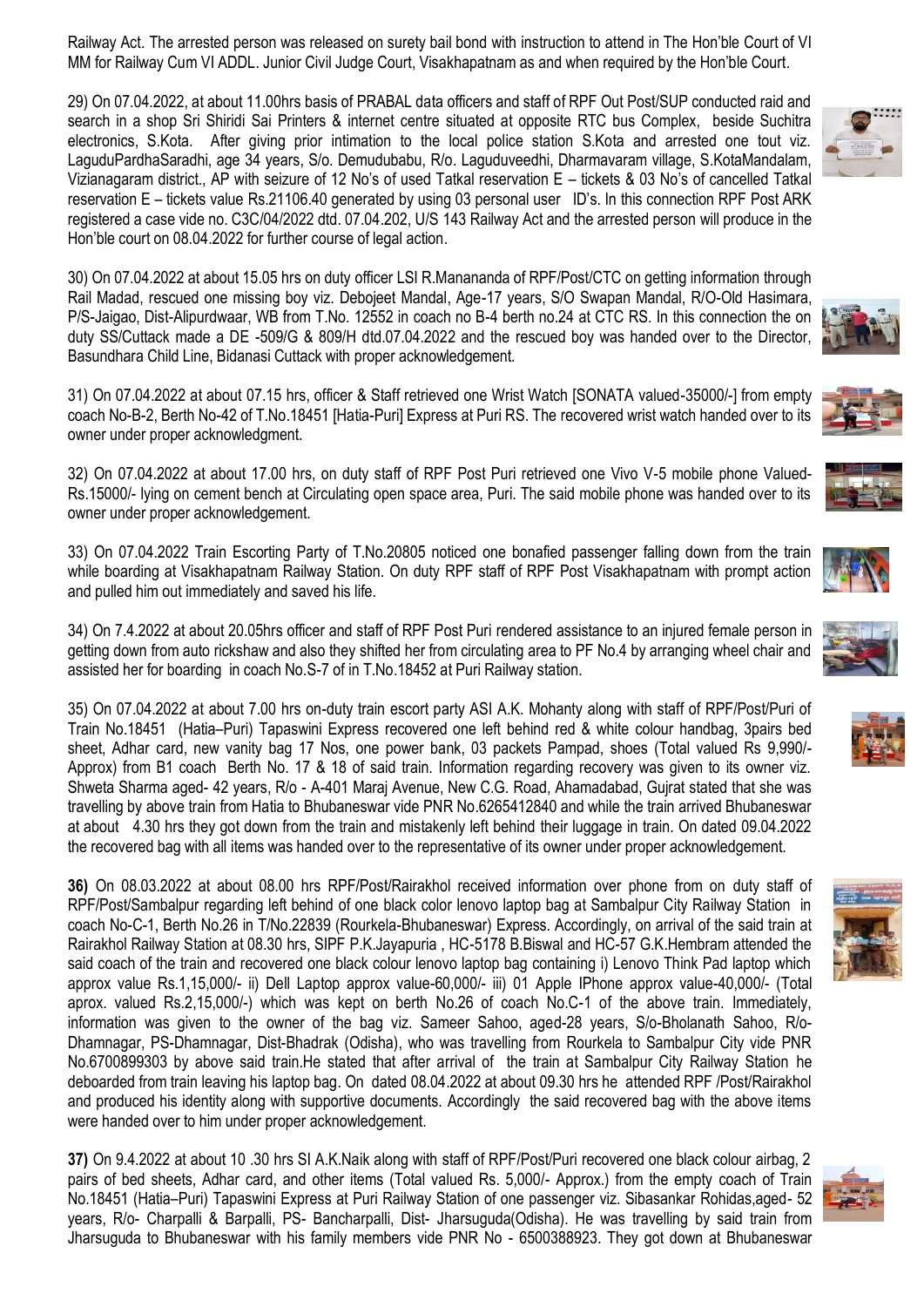Railway Act. The arrested person was released on surety bail bond with instruction to attend in The Hon'ble Court of VI MM for Railway Cum VI ADDL. Junior Civil Judge Court, Visakhapatnam as and when required by the Hon'ble Court.

29) On 07.04.2022, at about 11.00hrs basis of PRABAL data officers and staff of RPF Out Post/SUP conducted raid and search in a shop Sri Shiridi Sai Printers & internet centre situated at opposite RTC bus Complex, beside Suchitra electronics, S.Kota. After giving prior intimation to the local police station S.Kota and arrested one tout viz. LaguduPardhaSaradhi, age 34 years, S/o. Demudubabu, R/o. Laguduveedhi, Dharmavaram village, S.KotaMandalam, Vizianagaram district., AP with seizure of 12 No's of used Tatkal reservation E – tickets & 03 No's of cancelled Tatkal reservation E – tickets value Rs.21106.40 generated by using 03 personal user ID's. In this connection RPF Post ARK registered a case vide no. C3C/04/2022 dtd. 07.04.202, U/S 143 Railway Act and the arrested person will produce in the Hon'ble court on 08.04.2022 for further course of legal action.

30) On 07.04.2022 at about 15.05 hrs on duty officer LSI R.Manananda of RPF/Post/CTC on getting information through Rail Madad, rescued one missing boy viz. Debojeet Mandal, Age-17 years, S/O Swapan Mandal, R/O-Old Hasimara, P/S-Jaigao, Dist-Alipurdwaar, WB from T.No. 12552 in coach no B-4 berth no.24 at CTC RS. In this connection the on duty SS/Cuttack made a DE -509/G & 809/H dtd.07.04.2022 and the rescued boy was handed over to the Director, Basundhara Child Line, Bidanasi Cuttack with proper acknowledgement.

31) On 07.04.2022 at about 07.15 hrs, officer & Staff retrieved one Wrist Watch [SONATA valued-35000/-] from empty coach No-B-2, Berth No-42 of T.No.18451 [Hatia-Puri] Express at Puri RS. The recovered wrist watch handed over to its owner under proper acknowledgment.

32) On 07.04.2022 at about 17.00 hrs, on duty staff of RPF Post Puri retrieved one Vivo V-5 mobile phone Valued-Rs.15000/- lying on cement bench at Circulating open space area, Puri. The said mobile phone was handed over to its owner under proper acknowledgement.

33) On 07.04.2022 Train Escorting Party of T.No.20805 noticed one bonafied passenger falling down from the train while boarding at Visakhapatnam Railway Station. On duty RPF staff of RPF Post Visakhapatnam with prompt action and pulled him out immediately and saved his life.

34) On 7.4.2022 at about 20.05hrs officer and staff of RPF Post Puri rendered assistance to an injured female person in getting down from auto rickshaw and also they shifted her from circulating area to PF No.4 by arranging wheel chair and assisted her for boarding in coach No.S-7 of in T.No.18452 at Puri Railway station.

35) On 07.04.2022 at about 7.00 hrs on-duty train escort party ASI A.K. Mohanty along with staff of RPF/Post/Puri of Train No.18451 (Hatia–Puri) Tapaswini Express recovered one left behind red & white colour handbag, 3pairs bed sheet, Adhar card, new vanity bag 17 Nos, one power bank, 03 packets Pampad, shoes (Total valued Rs 9,990/- Approx) from B1 coach Berth No. 17 & 18 of said train. Information regarding recovery was given to its owner viz. Shweta Sharma aged- 42 years, R/o - A-401 Maraj Avenue, New C.G. Road, Ahamadabad, Gujrat stated that she was travelling by above train from Hatia to Bhubaneswar vide PNR No.6265412840 and while the train arrived Bhubaneswar at about 4.30 hrs they got down from the train and mistakenly left behind their luggage in train. On dated 09.04.2022 the recovered bag with all items was handed over to the representative of its owner under proper acknowledgement.

**36)** On 08.03.2022 at about 08.00 hrs RPF/Post/Rairakhol received information over phone from on duty staff of RPF/Post/Sambalpur regarding left behind of one black color lenovo laptop bag at Sambalpur City Railway Station in coach No-C-1, Berth No.26 in T/No.22839 (Rourkela-Bhubaneswar) Express. Accordingly, on arrival of the said train at Rairakhol Railway Station at 08.30 hrs, SIPF P.K.Jayapuria , HC-5178 B.Biswal and HC-57 G.K.Hembram attended the said coach of the train and recovered one black colour lenovo laptop bag containing i) Lenovo Think Pad laptop which approx value Rs.1,15,000/- ii) Dell Laptop approx value-60,000/- iii) 01 Apple IPhone approx value-40,000/- (Total aprox. valued Rs.2,15,000/-) which was kept on berth No.26 of coach No.C-1 of the above train. Immediately, information was given to the owner of the bag viz. Sameer Sahoo, aged-28 years, S/o-Bholanath Sahoo, R/o-Dhamnagar, PS-Dhamnagar, Dist-Bhadrak (Odisha), who was travelling from Rourkela to Sambalpur City vide PNR No.6700899303 by above said train.He stated that after arrival of the train at Sambalpur City Railway Station he deboarded from train leaving his laptop bag. On dated 08.04.2022 at about 09.30 hrs he attended RPF /Post/Rairakhol and produced his identity along with supportive documents. Accordingly the said recovered bag with the above items were handed over to him under proper acknowledgement.

**37)** On 9.4.2022 at about 10 .30 hrs SI A.K.Naik along with staff of RPF/Post/Puri recovered one black colour airbag, 2 pairs of bed sheets, Adhar card, and other items (Total valued Rs. 5,000/- Approx.) from the empty coach of Train No.18451 (Hatia–Puri) Tapaswini Express at Puri Railway Station of one passenger viz. Sibasankar Rohidas,aged- 52 years, R/o- Charpalli & Barpalli, PS- Bancharpalli, Dist- Jharsuguda(Odisha). He was travelling by said train from Jharsuguda to Bhubaneswar with his family members vide PNR No - 6500388923. They got down at Bhubaneswar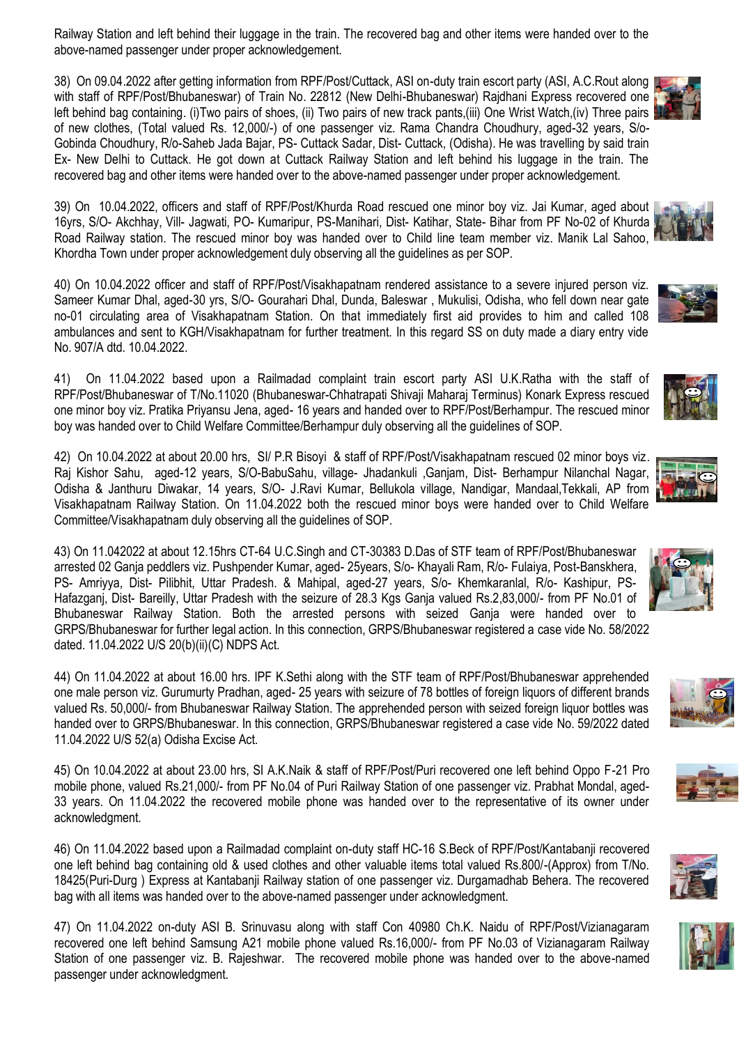Railway Station and left behind their luggage in the train. The recovered bag and other items were handed over to the above-named passenger under proper acknowledgement.

38) On 09.04.2022 after getting information from RPF/Post/Cuttack, ASI on-duty train escort party (ASI, A.C.Rout along with staff of RPF/Post/Bhubaneswar) of Train No. 22812 (New Delhi-Bhubaneswar) Rajdhani Express recovered one left behind bag containing. (i)Two pairs of shoes, (ii) Two pairs of new track pants,(iii) One Wrist Watch,(iv) Three pairs of new clothes, (Total valued Rs. 12,000/-) of one passenger viz. Rama Chandra Choudhury, aged-32 years, S/o-Gobinda Choudhury, R/o-Saheb Jada Bajar, PS- Cuttack Sadar, Dist- Cuttack, (Odisha). He was travelling by said train Ex- New Delhi to Cuttack. He got down at Cuttack Railway Station and left behind his luggage in the train. The recovered bag and other items were handed over to the above-named passenger under proper acknowledgement.

39) On 10.04.2022, officers and staff of RPF/Post/Khurda Road rescued one minor boy viz. Jai Kumar, aged about 16yrs, S/O- Akchhay, Vill- Jagwati, PO- Kumaripur, PS-Manihari, Dist- Katihar, State- Bihar from PF No-02 of Khurda Road Railway station. The rescued minor boy was handed over to Child line team member viz. Manik Lal Sahoo, Khordha Town under proper acknowledgement duly observing all the guidelines as per SOP.

40) On 10.04.2022 officer and staff of RPF/Post/Visakhapatnam rendered assistance to a severe injured person viz. Sameer Kumar Dhal, aged-30 yrs, S/O- Gourahari Dhal, Dunda, Baleswar , Mukulisi, Odisha, who fell down near gate no-01 circulating area of Visakhapatnam Station. On that immediately first aid provides to him and called 108 ambulances and sent to KGH/Visakhapatnam for further treatment. In this regard SS on duty made a diary entry vide No. 907/A dtd. 10.04.2022.

41) On 11.04.2022 based upon a Railmadad complaint train escort party ASI U.K.Ratha with the staff of RPF/Post/Bhubaneswar of T/No.11020 (Bhubaneswar-Chhatrapati Shivaji Maharaj Terminus) Konark Express rescued one minor boy viz. Pratika Priyansu Jena, aged- 16 years and handed over to RPF/Post/Berhampur. The rescued minor boy was handed over to Child Welfare Committee/Berhampur duly observing all the guidelines of SOP.

42) On 10.04.2022 at about 20.00 hrs, SI/ P.R Bisoyi & staff of RPF/Post/Visakhapatnam rescued 02 minor boys viz. Raj Kishor Sahu, aged-12 years, S/O-BabuSahu, village- Jhadankuli ,Ganjam, Dist- Berhampur Nilanchal Nagar, Odisha & Janthuru Diwakar, 14 years, S/O- J.Ravi Kumar, Bellukola village, Nandigar, Mandaal,Tekkali, AP from Visakhapatnam Railway Station. On 11.04.2022 both the rescued minor boys were handed over to Child Welfare Committee/Visakhapatnam duly observing all the guidelines of SOP.

43) On 11.042022 at about 12.15hrs CT-64 U.C.Singh and CT-30383 D.Das of STF team of RPF/Post/Bhubaneswar arrested 02 Ganja peddlers viz. Pushpender Kumar, aged- 25years, S/o- Khayali Ram, R/o- Fulaiya, Post-Banskhera, PS- Amriyya, Dist- Pilibhit, Uttar Pradesh. & Mahipal, aged-27 years, S/o- Khemkaranlal, R/o- Kashipur, PS-Hafazganj, Dist- Bareilly, Uttar Pradesh with the seizure of 28.3 Kgs Ganja valued Rs.2,83,000/- from PF No.01 of Bhubaneswar Railway Station. Both the arrested persons with seized Ganja were handed over to GRPS/Bhubaneswar for further legal action. In this connection, GRPS/Bhubaneswar registered a case vide No. 58/2022 dated. 11.04.2022 U/S 20(b)(ii)(C) NDPS Act.

44) On 11.04.2022 at about 16.00 hrs. IPF K.Sethi along with the STF team of RPF/Post/Bhubaneswar apprehended one male person viz. Gurumurty Pradhan, aged- 25 years with seizure of 78 bottles of foreign liquors of different brands valued Rs. 50,000/- from Bhubaneswar Railway Station. The apprehended person with seized foreign liquor bottles was handed over to GRPS/Bhubaneswar. In this connection, GRPS/Bhubaneswar registered a case vide No. 59/2022 dated 11.04.2022 U/S 52(a) Odisha Excise Act.

45) On 10.04.2022 at about 23.00 hrs, SI A.K.Naik & staff of RPF/Post/Puri recovered one left behind Oppo F-21 Pro mobile phone, valued Rs.21,000/- from PF No.04 of Puri Railway Station of one passenger viz. Prabhat Mondal, aged-33 years. On 11.04.2022 the recovered mobile phone was handed over to the representative of its owner under acknowledgment.

46) On 11.04.2022 based upon a Railmadad complaint on-duty staff HC-16 S.Beck of RPF/Post/Kantabanji recovered one left behind bag containing old & used clothes and other valuable items total valued Rs.800/-(Approx) from T/No. 18425(Puri-Durg ) Express at Kantabanji Railway station of one passenger viz. Durgamadhab Behera. The recovered bag with all items was handed over to the above-named passenger under acknowledgment.

47) On 11.04.2022 on-duty ASI B. Srinuvasu along with staff Con 40980 Ch.K. Naidu of RPF/Post/Vizianagaram recovered one left behind Samsung A21 mobile phone valued Rs.16,000/- from PF No.03 of Vizianagaram Railway Station of one passenger viz. B. Rajeshwar. The recovered mobile phone was handed over to the above-named passenger under acknowledgment.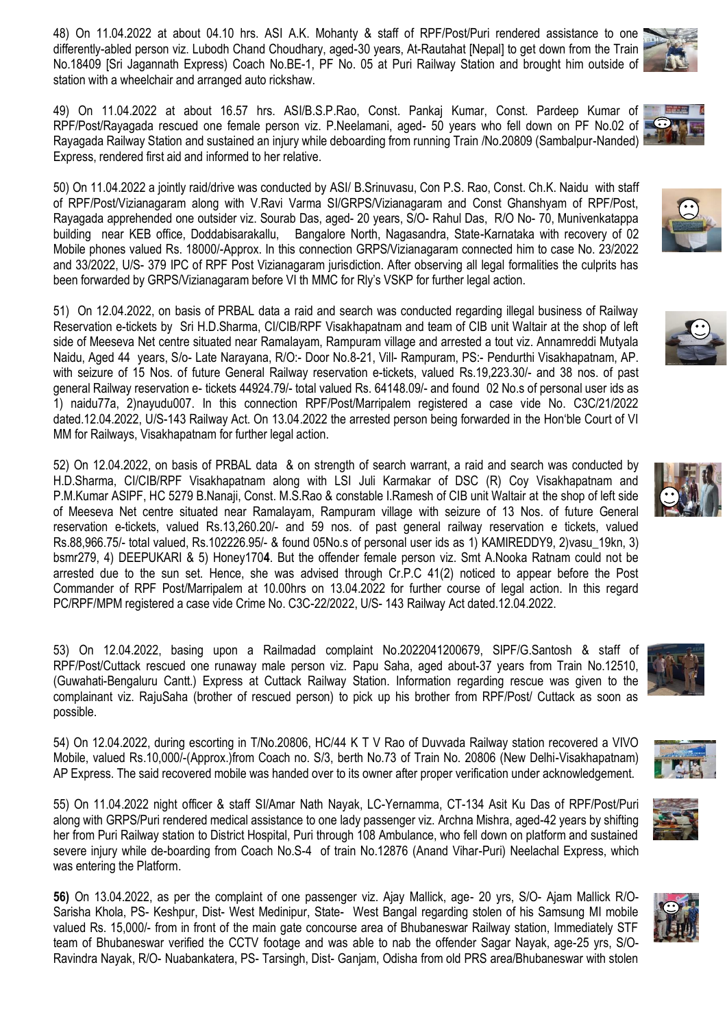48) On 11.04.2022 at about 04.10 hrs. ASI A.K. Mohanty & staff of RPF/Post/Puri rendered assistance to one differently-abled person viz. Lubodh Chand Choudhary, aged-30 years, At-Rautahat [Nepal] to get down from the Train No.18409 [Sri Jagannath Express) Coach No.BE-1, PF No. 05 at Puri Railway Station and brought him outside of station with a wheelchair and arranged auto rickshaw.

49) On 11.04.2022 at about 16.57 hrs. ASI/B.S.P.Rao, Const. Pankaj Kumar, Const. Pardeep Kumar of RPF/Post/Rayagada rescued one female person viz. P.Neelamani, aged- 50 years who fell down on PF No.02 of Rayagada Railway Station and sustained an injury while deboarding from running Train /No.20809 (Sambalpur-Nanded) Express, rendered first aid and informed to her relative.

50) On 11.04.2022 a jointly raid/drive was conducted by ASI/ B.Srinuvasu, Con P.S. Rao, Const. Ch.K. Naidu with staff of RPF/Post/Vizianagaram along with V.Ravi Varma SI/GRPS/Vizianagaram and Const Ghanshyam of RPF/Post, Rayagada apprehended one outsider viz. Sourab Das, aged- 20 years, S/O- Rahul Das, R/O No- 70, Munivenkatappa building near KEB office, Doddabisarakallu, Bangalore North, Nagasandra, State-Karnataka with recovery of 02 Mobile phones valued Rs. 18000/-Approx. In this connection GRPS/Vizianagaram connected him to case No. 23/2022 and 33/2022, U/S- 379 IPC of RPF Post Vizianagaram jurisdiction. After observing all legal formalities the culprits has been forwarded by GRPS/Vizianagaram before VI th MMC for Rly's VSKP for further legal action.

51) On 12.04.2022, on basis of PRBAL data a raid and search was conducted regarding illegal business of Railway Reservation e-tickets by Sri H.D.Sharma, CI/CIB/RPF Visakhapatnam and team of CIB unit Waltair at the shop of left side of Meeseva Net centre situated near Ramalayam, Rampuram village and arrested a tout viz. Annamreddi Mutyala Naidu, Aged 44 years, S/o- Late Narayana, R/O:- Door No.8-21, Vill- Rampuram, PS:- Pendurthi Visakhapatnam, AP. with seizure of 15 Nos. of future General Railway reservation e-tickets, valued Rs.19,223.30/- and 38 nos. of past general Railway reservation e- tickets 44924.79/- total valued Rs. 64148.09/- and found 02 No.s of personal user ids as 1) naidu77a, 2)nayudu007. In this connection RPF/Post/Marripalem registered a case vide No. C3C/21/2022 dated.12.04.2022, U/S-143 Railway Act. On 13.04.2022 the arrested person being forwarded in the Hon'ble Court of VI MM for Railways, Visakhapatnam for further legal action.

52) On 12.04.2022, on basis of PRBAL data & on strength of search warrant, a raid and search was conducted by H.D.Sharma, CI/CIB/RPF Visakhapatnam along with LSI Juli Karmakar of DSC (R) Coy Visakhapatnam and P.M.Kumar ASIPF, HC 5279 B.Nanaji, Const. M.S.Rao & constable I.Ramesh of CIB unit Waltair at the shop of left side of Meeseva Net centre situated near Ramalayam, Rampuram village with seizure of 13 Nos. of future General reservation e-tickets, valued Rs.13,260.20/- and 59 nos. of past general railway reservation e tickets, valued Rs.88,966.75/- total valued, Rs.102226.95/- & found 05No.s of personal user ids as 1) KAMIREDDY9, 2)vasu_19kn, 3) bsmr279, 4) DEEPUKARI & 5) Honey170**4**. But the offender female person viz. Smt A.Nooka Ratnam could not be arrested due to the sun set. Hence, she was advised through Cr.P.C 41(2) noticed to appear before the Post Commander of RPF Post/Marripalem at 10.00hrs on 13.04.2022 for further course of legal action. In this regard PC/RPF/MPM registered a case vide Crime No. C3C-22/2022, U/S- 143 Railway Act dated.12.04.2022.

53) On 12.04.2022, basing upon a Railmadad complaint No.2022041200679, SIPF/G.Santosh & staff of RPF/Post/Cuttack rescued one runaway male person viz. Papu Saha, aged about-37 years from Train No.12510, (Guwahati-Bengaluru Cantt.) Express at Cuttack Railway Station. Information regarding rescue was given to the complainant viz. RajuSaha (brother of rescued person) to pick up his brother from RPF/Post/ Cuttack as soon as possible.

54) On 12.04.2022, during escorting in T/No.20806, HC/44 K T V Rao of Duvvada Railway station recovered a VIVO Mobile, valued Rs.10,000/-(Approx.)from Coach no. S/3, berth No.73 of Train No. 20806 (New Delhi-Visakhapatnam) AP Express. The said recovered mobile was handed over to its owner after proper verification under acknowledgement.

55) On 11.04.2022 night officer & staff SI/Amar Nath Nayak, LC-Yernamma, CT-134 Asit Ku Das of RPF/Post/Puri along with GRPS/Puri rendered medical assistance to one lady passenger viz. Archna Mishra, aged-42 years by shifting her from Puri Railway station to District Hospital, Puri through 108 Ambulance, who fell down on platform and sustained severe injury while de-boarding from Coach No.S-4 of train No.12876 (Anand Vihar-Puri) Neelachal Express, which was entering the Platform.

**56)** On 13.04.2022, as per the complaint of one passenger viz. Ajay Mallick, age- 20 yrs, S/O- Ajam Mallick R/O- Sarisha Khola, PS- Keshpur, Dist- West Medinipur, State- West Bangal regarding stolen of his Samsung MI mobile valued Rs. 15,000/- from in front of the main gate concourse area of Bhubaneswar Railway station, Immediately STF team of Bhubaneswar verified the CCTV footage and was able to nab the offender Sagar Nayak, age-25 yrs, S/O- Ravindra Nayak, R/O- Nuabankatera, PS- Tarsingh, Dist- Ganjam, Odisha from old PRS area/Bhubaneswar with stolen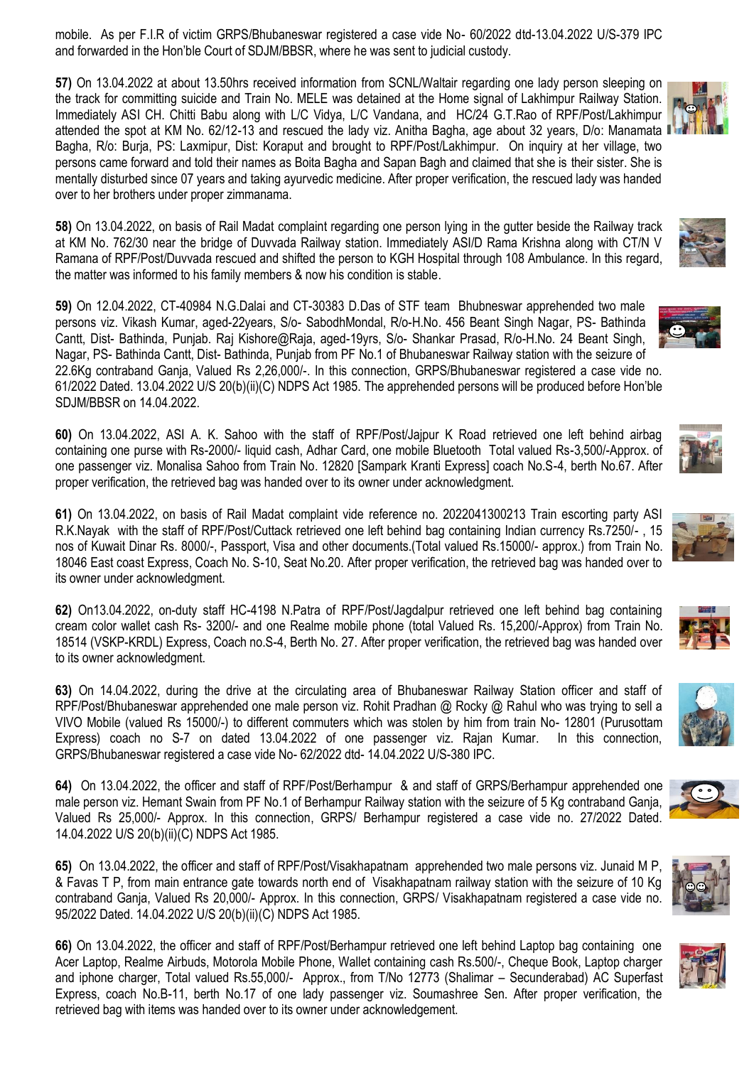mobile. As per F.I.R of victim GRPS/Bhubaneswar registered a case vide No- 60/2022 dtd-13.04.2022 U/S-379 IPC and forwarded in the Hon'ble Court of SDJM/BBSR, where he was sent to judicial custody.

**57)** On 13.04.2022 at about 13.50hrs received information from SCNL/Waltair regarding one lady person sleeping on the track for committing suicide and Train No. MELE was detained at the Home signal of Lakhimpur Railway Station. Immediately ASI CH. Chitti Babu along with L/C Vidya, L/C Vandana, and HC/24 G.T.Rao of RPF/Post/Lakhimpur attended the spot at KM No. 62/12-13 and rescued the lady viz. Anitha Bagha, age about 32 years, D/o: Manamata Bagha, R/o: Burja, PS: Laxmipur, Dist: Koraput and brought to RPF/Post/Lakhimpur. On inquiry at her village, two persons came forward and told their names as Boita Bagha and Sapan Bagh and claimed that she is their sister. She is mentally disturbed since 07 years and taking ayurvedic medicine. After proper verification, the rescued lady was handed over to her brothers under proper zimmanama.

**58)** On 13.04.2022, on basis of Rail Madat complaint regarding one person lying in the gutter beside the Railway track at KM No. 762/30 near the bridge of Duvvada Railway station. Immediately ASI/D Rama Krishna along with CT/N V Ramana of RPF/Post/Duvvada rescued and shifted the person to KGH Hospital through 108 Ambulance. In this regard, the matter was informed to his family members & now his condition is stable.

**59)** On 12.04.2022, CT-40984 N.G.Dalai and CT-30383 D.Das of STF team Bhubneswar apprehended two male persons viz. Vikash Kumar, aged-22years, S/o- SabodhMondal, R/o-H.No. 456 Beant Singh Nagar, PS- Bathinda Cantt, Dist- Bathinda, Punjab. Raj Kishore@Raja, aged-19yrs, S/o- Shankar Prasad, R/o-H.No. 24 Beant Singh, Nagar, PS- Bathinda Cantt, Dist- Bathinda, Punjab from PF No.1 of Bhubaneswar Railway station with the seizure of 22.6Kg contraband Ganja, Valued Rs 2,26,000/-. In this connection, GRPS/Bhubaneswar registered a case vide no. 61/2022 Dated. 13.04.2022 U/S 20(b)(ii)(C) NDPS Act 1985. The apprehended persons will be produced before Hon'ble SDJM/BBSR on 14.04.2022.

**60)** On 13.04.2022, ASI A. K. Sahoo with the staff of RPF/Post/Jajpur K Road retrieved one left behind airbag containing one purse with Rs-2000/- liquid cash, Adhar Card, one mobile Bluetooth Total valued Rs-3,500/-Approx. of one passenger viz. Monalisa Sahoo from Train No. 12820 [Sampark Kranti Express] coach No.S-4, berth No.67. After proper verification, the retrieved bag was handed over to its owner under acknowledgment.

**61)** On 13.04.2022, on basis of Rail Madat complaint vide reference no. 2022041300213 Train escorting party ASI R.K.Nayak with the staff of RPF/Post/Cuttack retrieved one left behind bag containing Indian currency Rs.7250/- , 15 nos of Kuwait Dinar Rs. 8000/-, Passport, Visa and other documents.(Total valued Rs.15000/- approx.) from Train No. 18046 East coast Express, Coach No. S-10, Seat No.20. After proper verification, the retrieved bag was handed over to its owner under acknowledgment.

**62)** On13.04.2022, on-duty staff HC-4198 N.Patra of RPF/Post/Jagdalpur retrieved one left behind bag containing cream color wallet cash Rs- 3200/- and one Realme mobile phone (total Valued Rs. 15,200/-Approx) from Train No. 18514 (VSKP-KRDL) Express, Coach no.S-4, Berth No. 27. After proper verification, the retrieved bag was handed over to its owner acknowledgment.

**63)** On 14.04.2022, during the drive at the circulating area of Bhubaneswar Railway Station officer and staff of RPF/Post/Bhubaneswar apprehended one male person viz. Rohit Pradhan @ Rocky @ Rahul who was trying to sell a VIVO Mobile (valued Rs 15000/-) to different commuters which was stolen by him from train No- 12801 (Purusottam Express) coach no S-7 on dated 13.04.2022 of one passenger viz. Rajan Kumar. In this connection, GRPS/Bhubaneswar registered a case vide No- 62/2022 dtd- 14.04.2022 U/S-380 IPC.

**64)** On 13.04.2022, the officer and staff of RPF/Post/Berhampur & and staff of GRPS/Berhampur apprehended one male person viz. Hemant Swain from PF No.1 of Berhampur Railway station with the seizure of 5 Kg contraband Ganja, Valued Rs 25,000/- Approx. In this connection, GRPS/ Berhampur registered a case vide no. 27/2022 Dated. 14.04.2022 U/S 20(b)(ii)(C) NDPS Act 1985.

**65)** On 13.04.2022, the officer and staff of RPF/Post/Visakhapatnam apprehended two male persons viz. Junaid M P, & Favas T P, from main entrance gate towards north end of Visakhapatnam railway station with the seizure of 10 Kg contraband Ganja, Valued Rs 20,000/- Approx. In this connection, GRPS/ Visakhapatnam registered a case vide no. 95/2022 Dated. 14.04.2022 U/S 20(b)(ii)(C) NDPS Act 1985.

**66)** On 13.04.2022, the officer and staff of RPF/Post/Berhampur retrieved one left behind Laptop bag containing one Acer Laptop, Realme Airbuds, Motorola Mobile Phone, Wallet containing cash Rs.500/-, Cheque Book, Laptop charger and iphone charger, Total valued Rs.55,000/- Approx., from T/No 12773 (Shalimar – Secunderabad) AC Superfast Express, coach No.B-11, berth No.17 of one lady passenger viz. Soumashree Sen. After proper verification, the retrieved bag with items was handed over to its owner under acknowledgement.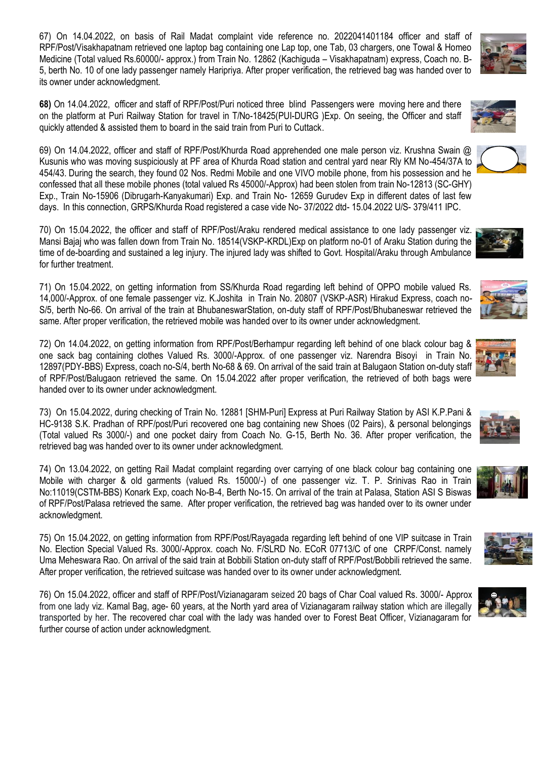67) On 14.04.2022, on basis of Rail Madat complaint vide reference no. 2022041401184 officer and staff of RPF/Post/Visakhapatnam retrieved one laptop bag containing one Lap top, one Tab, 03 chargers, one Towal & Homeo Medicine (Total valued Rs.60000/- approx.) from Train No. 12862 (Kachiguda – Visakhapatnam) express, Coach no. B-5, berth No. 10 of one lady passenger namely Haripriya. After proper verification, the retrieved bag was handed over to its owner under acknowledgment.

**68)** On 14.04.2022, officer and staff of RPF/Post/Puri noticed three blind Passengers were moving here and there on the platform at Puri Railway Station for travel in T/No-18425(PUI-DURG )Exp. On seeing, the Officer and staff quickly attended & assisted them to board in the said train from Puri to Cuttack.

69) On 14.04.2022, officer and staff of RPF/Post/Khurda Road apprehended one male person viz. Krushna Swain @ Kusunis who was moving suspiciously at PF area of Khurda Road station and central yard near Rly KM No-454/37A to 454/43. During the search, they found 02 Nos. Redmi Mobile and one VIVO mobile phone, from his possession and he confessed that all these mobile phones (total valued Rs 45000/-Approx) had been stolen from train No-12813 (SC-GHY) Exp., Train No-15906 (Dibrugarh-Kanyakumari) Exp. and Train No- 12659 Gurudev Exp in different dates of last few days. In this connection, GRPS/Khurda Road registered a case vide No- 37/2022 dtd- 15.04.2022 U/S- 379/411 IPC.

70) On 15.04.2022, the officer and staff of RPF/Post/Araku rendered medical assistance to one lady passenger viz. Mansi Bajaj who was fallen down from Train No. 18514(VSKP-KRDL)Exp on platform no-01 of Araku Station during the time of de-boarding and sustained a leg injury. The injured lady was shifted to Govt. Hospital/Araku through Ambulance for further treatment.

71) On 15.04.2022, on getting information from SS/Khurda Road regarding left behind of OPPO mobile valued Rs. 14,000/-Approx. of one female passenger viz. K.Joshita in Train No. 20807 (VSKP-ASR) Hirakud Express, coach no-S/5, berth No-66. On arrival of the train at BhubaneswarStation, on-duty staff of RPF/Post/Bhubaneswar retrieved the same. After proper verification, the retrieved mobile was handed over to its owner under acknowledgment.

72) On 14.04.2022, on getting information from RPF/Post/Berhampur regarding left behind of one black colour bag & one sack bag containing clothes Valued Rs. 3000/-Approx. of one passenger viz. Narendra Bisoyi in Train No. 12897(PDY-BBS) Express, coach no-S/4, berth No-68 & 69. On arrival of the said train at Balugaon Station on-duty staff of RPF/Post/Balugaon retrieved the same. On 15.04.2022 after proper verification, the retrieved of both bags were handed over to its owner under acknowledgment.

73) On 15.04.2022, during checking of Train No. 12881 [SHM-Puri] Express at Puri Railway Station by ASI K.P.Pani & HC-9138 S.K. Pradhan of RPF/post/Puri recovered one bag containing new Shoes (02 Pairs), & personal belongings (Total valued Rs 3000/-) and one pocket dairy from Coach No. G-15, Berth No. 36. After proper verification, the retrieved bag was handed over to its owner under acknowledgment.

74) On 13.04.2022, on getting Rail Madat complaint regarding over carrying of one black colour bag containing one Mobile with charger & old garments (valued Rs. 15000/-) of one passenger viz. T. P. Srinivas Rao in Train No:11019(CSTM-BBS) Konark Exp, coach No-B-4, Berth No-15. On arrival of the train at Palasa, Station ASI S Biswas of RPF/Post/Palasa retrieved the same. After proper verification, the retrieved bag was handed over to its owner under acknowledgment.

75) On 15.04.2022, on getting information from RPF/Post/Rayagada regarding left behind of one VIP suitcase in Train No. Election Special Valued Rs. 3000/-Approx. coach No. F/SLRD No. ECoR 07713/C of one CRPF/Const. namely Uma Meheswara Rao. On arrival of the said train at Bobbili Station on-duty staff of RPF/Post/Bobbili retrieved the same. After proper verification, the retrieved suitcase was handed over to its owner under acknowledgment.

76) On 15.04.2022, officer and staff of RPF/Post/Vizianagaram seized 20 bags of Char Coal valued Rs. 3000/- Approx from one lady viz. Kamal Bag, age- 60 years, at the North yard area of Vizianagaram railway station which are illegally transported by her. The recovered char coal with the lady was handed over to Forest Beat Officer, Vizianagaram for further course of action under acknowledgment.